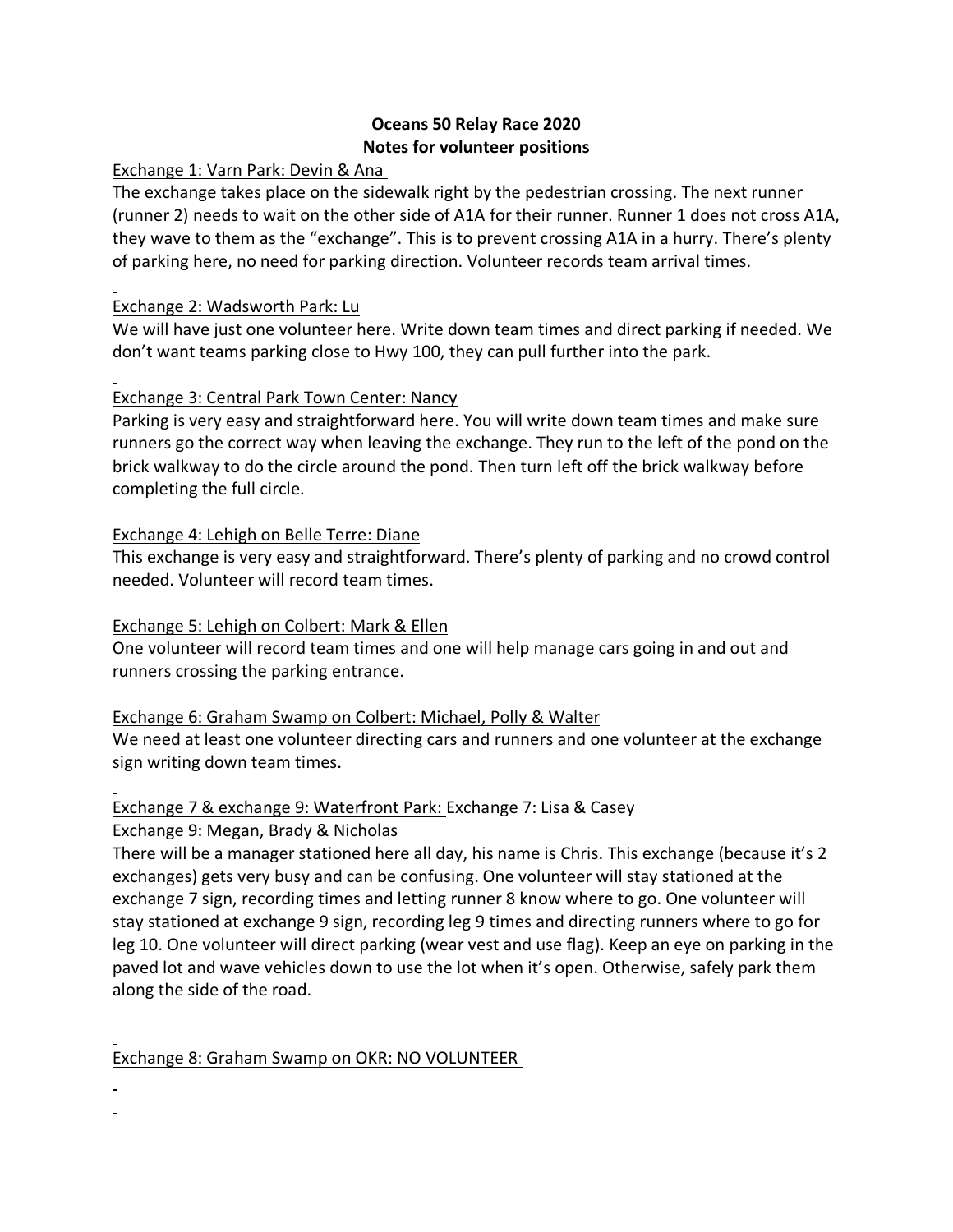# Oceans 50 Relay Race 2020
## Notes for volunteer positions

Exchange 1: Varn Park: Devin & Ana

The exchange takes place on the sidewalk right by the pedestrian crossing. The next runner (runner 2) needs to wait on the other side of A1A for their runner. Runner 1 does not cross A1A, they wave to them as the "exchange". This is to prevent crossing A1A in a hurry. There's plenty of parking here, no need for parking direction. Volunteer records team arrival times.

Exchange 2: Wadsworth Park: Lu

We will have just one volunteer here. Write down team times and direct parking if needed. We don't want teams parking close to Hwy 100, they can pull further into the park.

Exchange 3: Central Park Town Center: Nancy

Parking is very easy and straightforward here. You will write down team times and make sure runners go the correct way when leaving the exchange. They run to the left of the pond on the brick walkway to do the circle around the pond. Then turn left off the brick walkway before completing the full circle.

Exchange 4: Lehigh on Belle Terre: Diane

This exchange is very easy and straightforward. There's plenty of parking and no crowd control needed. Volunteer will record team times.

Exchange 5: Lehigh on Colbert: Mark & Ellen

One volunteer will record team times and one will help manage cars going in and out and runners crossing the parking entrance.

Exchange 6: Graham Swamp on Colbert: Michael, Polly & Walter

We need at least one volunteer directing cars and runners and one volunteer at the exchange sign writing down team times.

Exchange 7 & exchange 9: Waterfront Park: Exchange 7: Lisa & Casey

Exchange 9: Megan, Brady & Nicholas

There will be a manager stationed here all day, his name is Chris. This exchange (because it's 2 exchanges) gets very busy and can be confusing. One volunteer will stay stationed at the exchange 7 sign, recording times and letting runner 8 know where to go. One volunteer will stay stationed at exchange 9 sign, recording leg 9 times and directing runners where to go for leg 10. One volunteer will direct parking (wear vest and use flag). Keep an eye on parking in the paved lot and wave vehicles down to use the lot when it's open. Otherwise, safely park them along the side of the road.

Exchange 8: Graham Swamp on OKR: NO VOLUNTEER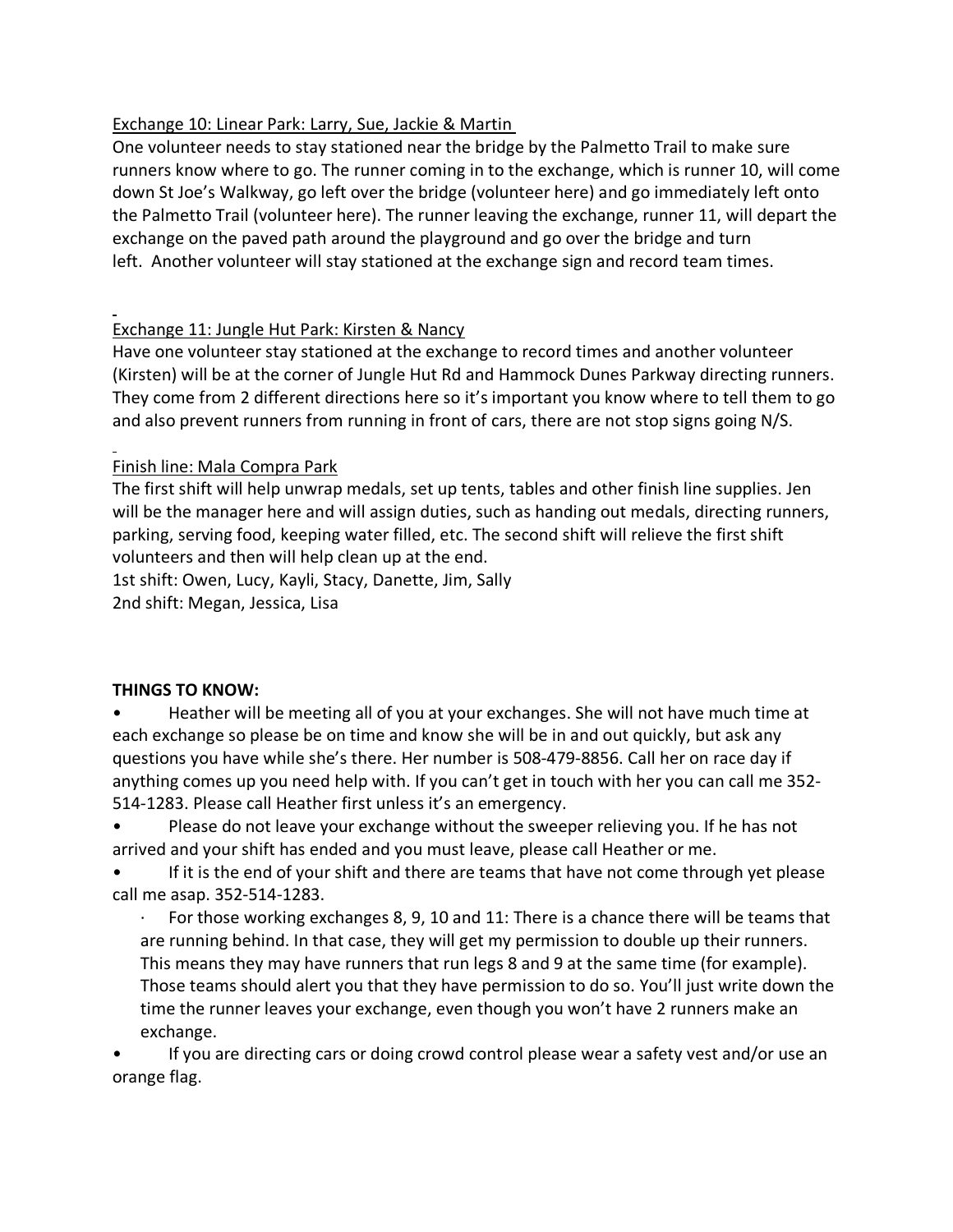Exchange 10: Linear Park: Larry, Sue, Jackie & Martin

One volunteer needs to stay stationed near the bridge by the Palmetto Trail to make sure runners know where to go. The runner coming in to the exchange, which is runner 10, will come down St Joe's Walkway, go left over the bridge (volunteer here) and go immediately left onto the Palmetto Trail (volunteer here). The runner leaving the exchange, runner 11, will depart the exchange on the paved path around the playground and go over the bridge and turn left. Another volunteer will stay stationed at the exchange sign and record team times.

Exchange 11: Jungle Hut Park: Kirsten & Nancy

Have one volunteer stay stationed at the exchange to record times and another volunteer (Kirsten) will be at the corner of Jungle Hut Rd and Hammock Dunes Parkway directing runners. They come from 2 different directions here so it's important you know where to tell them to go and also prevent runners from running in front of cars, there are not stop signs going N/S.

Finish line: Mala Compra Park

The first shift will help unwrap medals, set up tents, tables and other finish line supplies. Jen will be the manager here and will assign duties, such as handing out medals, directing runners, parking, serving food, keeping water filled, etc. The second shift will relieve the first shift volunteers and then will help clean up at the end.

1st shift: Owen, Lucy, Kayli, Stacy, Danette, Jim, Sally

2nd shift: Megan, Jessica, Lisa

**THINGS TO KNOW:**

- Heather will be meeting all of you at your exchanges. She will not have much time at each exchange so please be on time and know she will be in and out quickly, but ask any questions you have while she's there. Her number is 508-479-8856. Call her on race day if anything comes up you need help with. If you can't get in touch with her you can call me 352-514-1283. Please call Heather first unless it's an emergency.
- Please do not leave your exchange without the sweeper relieving you. If he has not arrived and your shift has ended and you must leave, please call Heather or me.
- If it is the end of your shift and there are teams that have not come through yet please call me asap. 352-514-1283.
  - For those working exchanges 8, 9, 10 and 11: There is a chance there will be teams that are running behind. In that case, they will get my permission to double up their runners. This means they may have runners that run legs 8 and 9 at the same time (for example). Those teams should alert you that they have permission to do so. You'll just write down the time the runner leaves your exchange, even though you won't have 2 runners make an exchange.
- If you are directing cars or doing crowd control please wear a safety vest and/or use an orange flag.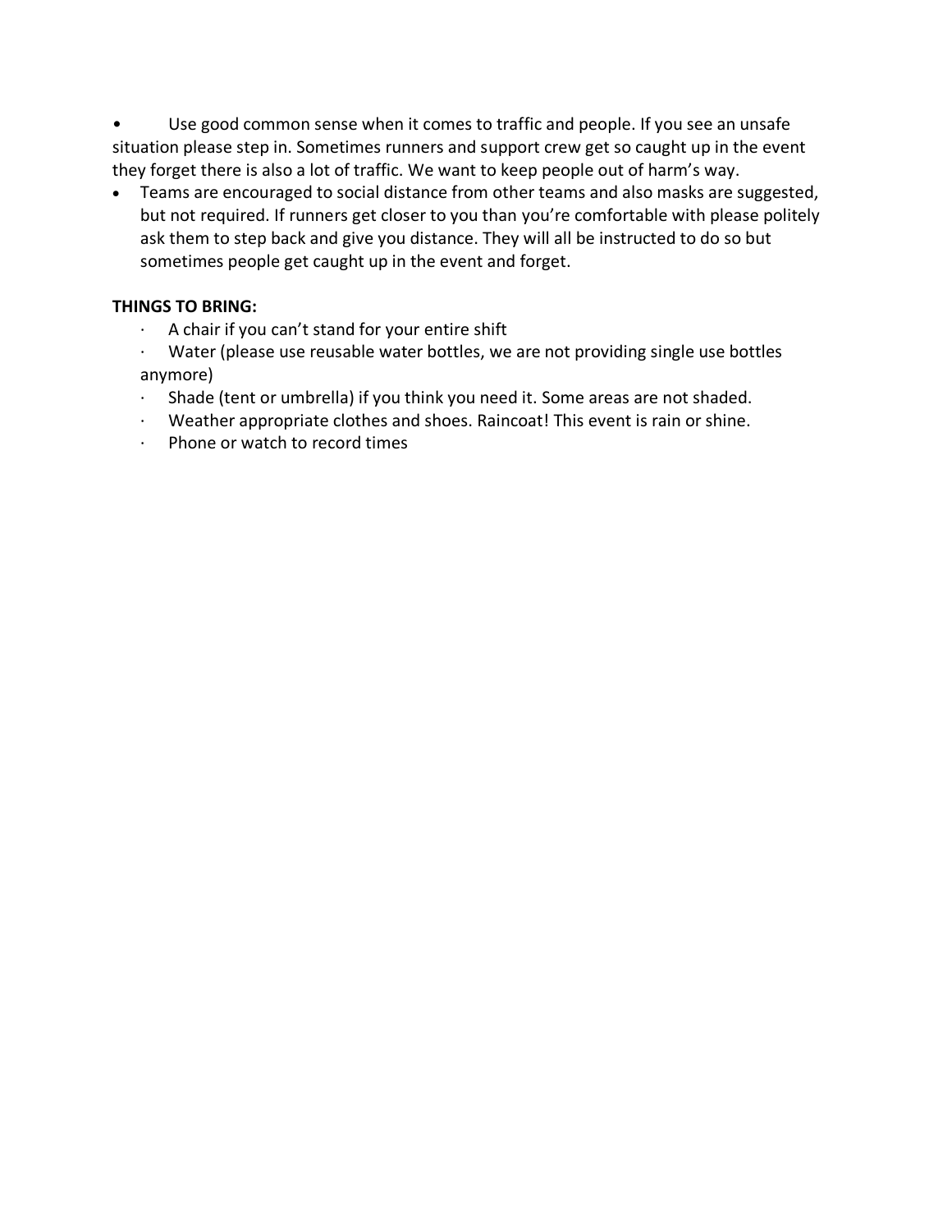- Use good common sense when it comes to traffic and people. If you see an unsafe situation please step in. Sometimes runners and support crew get so caught up in the event they forget there is also a lot of traffic. We want to keep people out of harm's way.
- Teams are encouraged to social distance from other teams and also masks are suggested, but not required. If runners get closer to you than you're comfortable with please politely ask them to step back and give you distance. They will all be instructed to do so but sometimes people get caught up in the event and forget.

**THINGS TO BRING:**

- A chair if you can't stand for your entire shift
- Water (please use reusable water bottles, we are not providing single use bottles anymore)
- Shade (tent or umbrella) if you think you need it. Some areas are not shaded.
- Weather appropriate clothes and shoes. Raincoat! This event is rain or shine.
- Phone or watch to record times